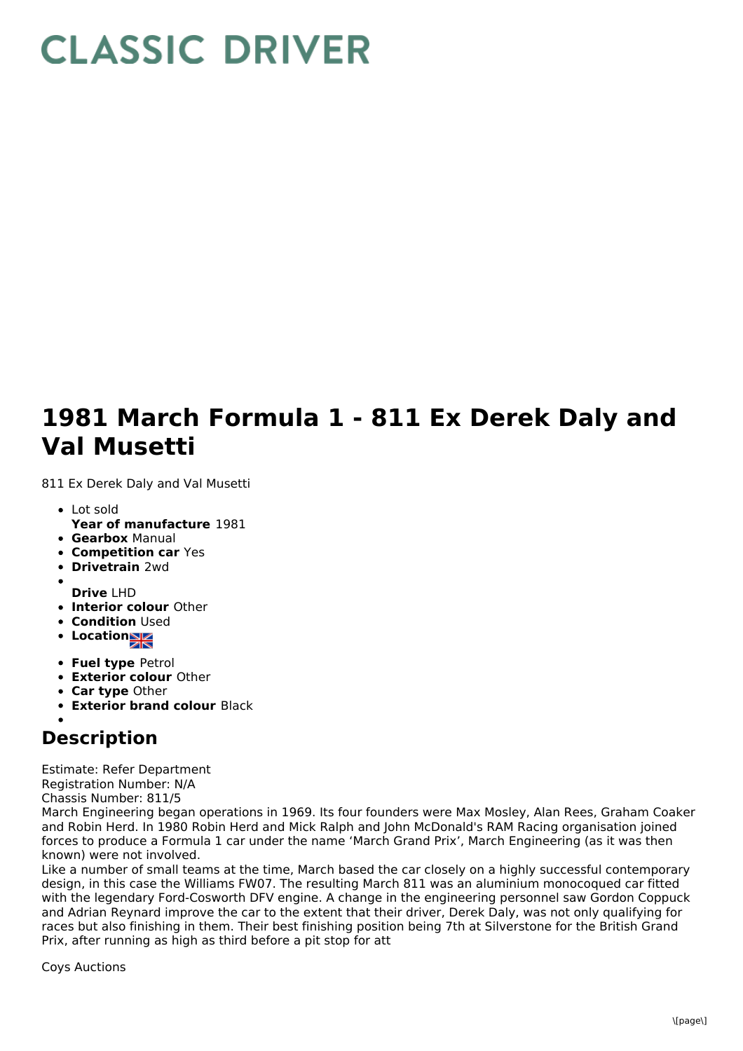# CLASSIC DRIVER

# 1981 March Formula 1 - 811 Ex Derek Daly and Val Musetti

811 Ex Derek Daly and Val Musetti

- Lot sold
  **Year of manufacture** 1981
- **Gearbox** Manual
- **Competition car** Yes
- **Drivetrain** 2wd
- 
  **Drive** LHD
- **Interior colour** Other
- **Condition** Used
- **Location**
- **Fuel type** Petrol
- **Exterior colour** Other
- **Car type** Other
- **Exterior brand colour** Black
- 

## Description

Estimate: Refer Department
Registration Number: N/A
Chassis Number: 811/5
March Engineering began operations in 1969. Its four founders were Max Mosley, Alan Rees, Graham Coaker and Robin Herd. In 1980 Robin Herd and Mick Ralph and John McDonald's RAM Racing organisation joined forces to produce a Formula 1 car under the name 'March Grand Prix', March Engineering (as it was then known) were not involved.
Like a number of small teams at the time, March based the car closely on a highly successful contemporary design, in this case the Williams FW07. The resulting March 811 was an aluminium monocoqued car fitted with the legendary Ford-Cosworth DFV engine. A change in the engineering personnel saw Gordon Coppuck and Adrian Reynard improve the car to the extent that their driver, Derek Daly, was not only qualifying for races but also finishing in them. Their best finishing position being 7th at Silverstone for the British Grand Prix, after running as high as third before a pit stop for att

Coys Auctions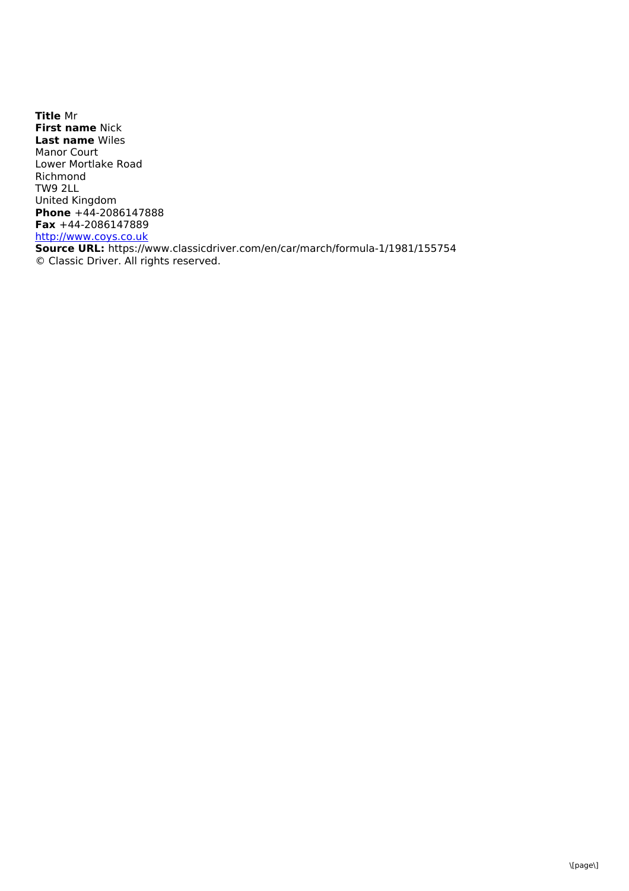**Title** Mr
**First name** Nick
**Last name** Wiles
Manor Court
Lower Mortlake Road
Richmond
TW9 2LL
United Kingdom
**Phone** +44-2086147888
**Fax** +44-2086147889
[http://www.coys.co.uk](http://www.coys.co.uk)
**Source URL:** https://www.classicdriver.com/en/car/march/formula-1/1981/155754
© Classic Driver. All rights reserved.